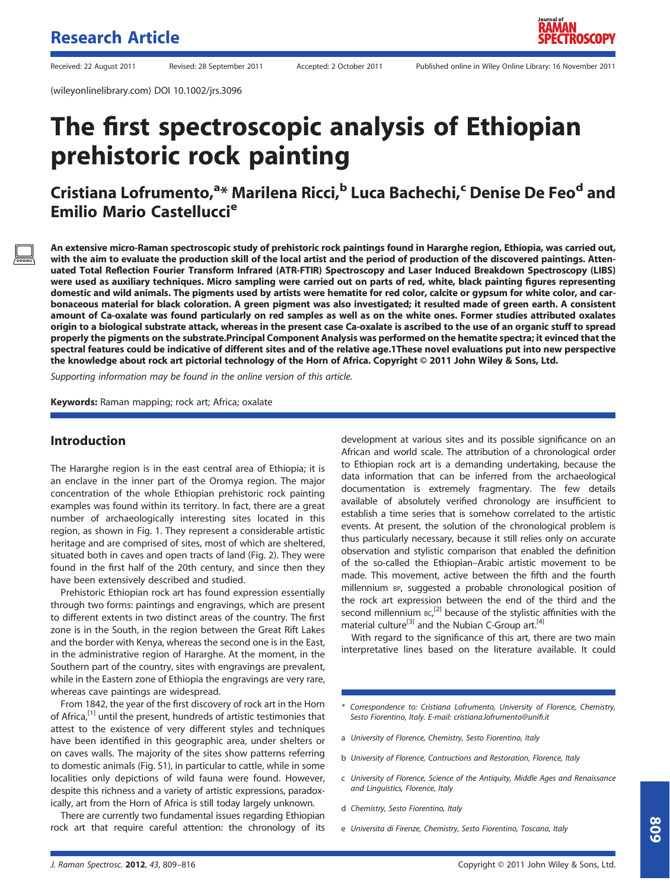**Research Article**

Received: 22 August 2011 Revised: 28 September 2011 Accepted: 2 October 2011 Published online in Wiley Online Library: 16 November 2011

(wileyonlinelibrary.com) DOI 10.1002/jrs.3096

# The first spectroscopic analysis of Ethiopian prehistoric rock painting

**Cristiana Lofrumento,[a]* Marilena Ricci,[b] Luca Bachechi,[c] Denise De Feo[d] and Emilio Mario Castellucci[e]**

**An extensive micro-Raman spectroscopic study of prehistoric rock paintings found in Hararghe region, Ethiopia, was carried out, with the aim to evaluate the production skill of the local artist and the period of production of the discovered paintings. Attenuated Total Reflection Fourier Transform Infrared (ATR-FTIR) Spectroscopy and Laser Induced Breakdown Spectroscopy (LIBS) were used as auxiliary techniques. Micro sampling were carried out on parts of red, white, black painting figures representing domestic and wild animals. The pigments used by artists were hematite for red color, calcite or gypsum for white color, and carbonaceous material for black coloration. A green pigment was also investigated; it resulted made of green earth. A consistent amount of Ca-oxalate was found particularly on red samples as well as on the white ones. Former studies attributed oxalates origin to a biological substrate attack, whereas in the present case Ca-oxalate is ascribed to the use of an organic stuff to spread properly the pigments on the substrate.Principal Component Analysis was performed on the hematite spectra; it evinced that the spectral features could be indicative of different sites and of the relative age.1These novel evaluations put into new perspective the knowledge about rock art pictorial technology of the Horn of Africa. Copyright © 2011 John Wiley & Sons, Ltd.**

*Supporting information may be found in the online version of this article.*

**Keywords:** Raman mapping; rock art; Africa; oxalate

## Introduction

The Hararghe region is in the east central area of Ethiopia; it is an enclave in the inner part of the Oromya region. The major concentration of the whole Ethiopian prehistoric rock painting examples was found within its territory. In fact, there are a great number of archaeologically interesting sites located in this region, as shown in Fig. 1. They represent a considerable artistic heritage and are comprised of sites, most of which are sheltered, situated both in caves and open tracts of land (Fig. 2). They were found in the first half of the 20th century, and since then they have been extensively described and studied.

Prehistoric Ethiopian rock art has found expression essentially through two forms: paintings and engravings, which are present to different extents in two distinct areas of the country. The first zone is in the South, in the region between the Great Rift Lakes and the border with Kenya, whereas the second one is in the East, in the administrative region of Hararghe. At the moment, in the Southern part of the country, sites with engravings are prevalent, while in the Eastern zone of Ethiopia the engravings are very rare, whereas cave paintings are widespread.

From 1842, the year of the first discovery of rock art in the Horn of Africa,[1] until the present, hundreds of artistic testimonies that attest to the existence of very different styles and techniques have been identified in this geographic area, under shelters or on caves walls. The majority of the sites show patterns referring to domestic animals (Fig. S1), in particular to cattle, while in some localities only depictions of wild fauna were found. However, despite this richness and a variety of artistic expressions, paradoxically, art from the Horn of Africa is still today largely unknown.

There are currently two fundamental issues regarding Ethiopian rock art that require careful attention: the chronology of its development at various sites and its possible significance on an African and world scale. The attribution of a chronological order to Ethiopian rock art is a demanding undertaking, because the data information that can be inferred from the archaeological documentation is extremely fragmentary. The few details available of absolutely verified chronology are insufficient to establish a time series that is somehow correlated to the artistic events. At present, the solution of the chronological problem is thus particularly necessary, because it still relies only on accurate observation and stylistic comparison that enabled the definition of the so-called the Ethiopian–Arabic artistic movement to be made. This movement, active between the fifth and the fourth millennium BP, suggested a probable chronological position of the rock art expression between the end of the third and the second millennium BC,[2] because of the stylistic affinities with the material culture[3] and the Nubian C-Group art.[4]

With regard to the significance of this art, there are two main interpretative lines based on the literature available. It could

\* Correspondence to: Cristiana Lofrumento, University of Florence, Chemistry, Sesto Fiorentino, Italy. E-mail: cristiana.lofrumento@unifi.it

a University of Florence, Chemistry, Sesto Fiorentino, Italy

b University of Florence, Contructions and Restoration, Florence, Italy

c University of Florence, Science of the Antiquity, Middle Ages and Renaissance and Linguistics, Florence, Italy

d Chemistry, Sesto Fiorentino, Italy

e Universita di Firenze, Chemistry, Sesto Fiorentino, Toscana, Italy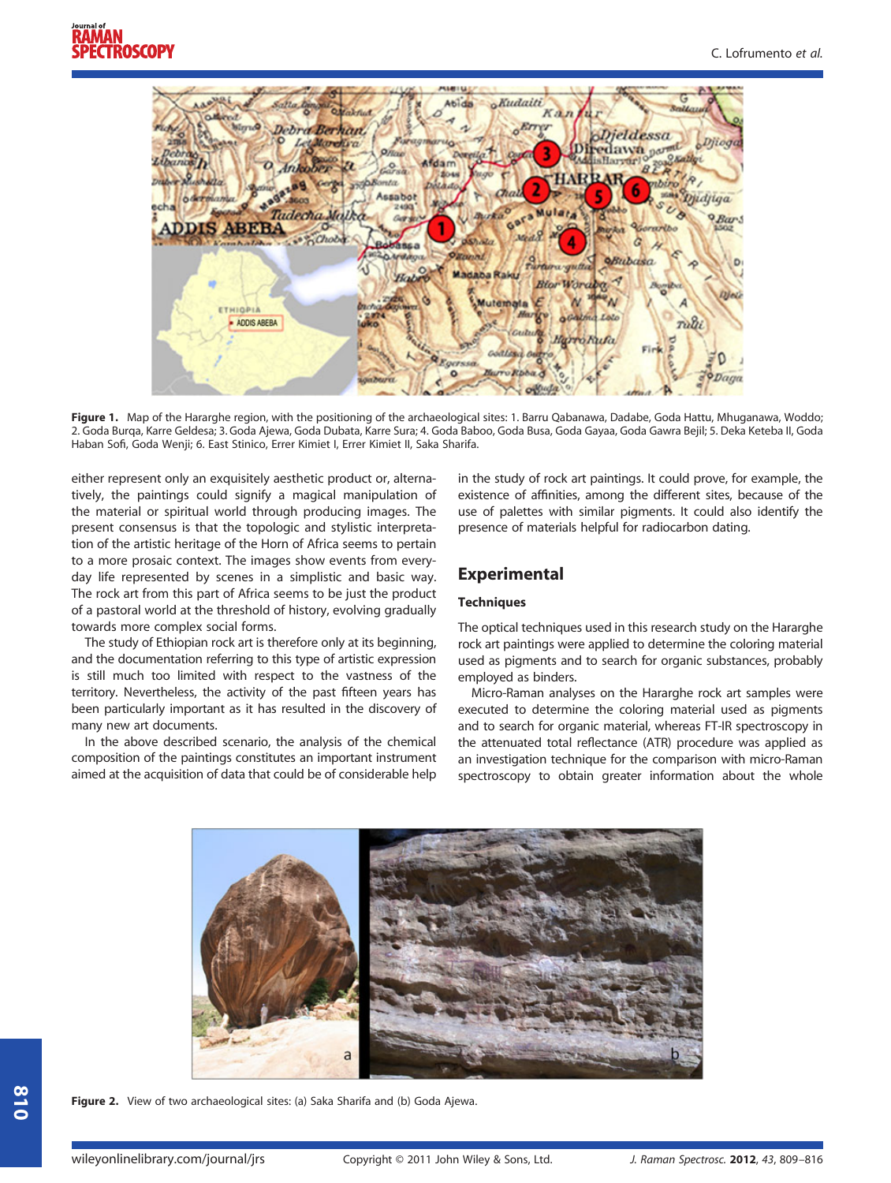Figure 1. Map of the Hararghe region, with the positioning of the archaeological sites: 1. Barru Qabanawa, Dadabe, Goda Hattu, Mhuganawa, Woddo; 2. Goda Burqa, Karre Geldesa; 3. Goda Ajewa, Goda Dubata, Karre Sura; 4. Goda Baboo, Goda Busa, Goda Gayaa, Goda Gawra Bejil; 5. Deka Keteba II, Goda Haban Sofi, Goda Wenji; 6. East Stinico, Errer Kimiet I, Errer Kimiet II, Saka Sharifa.

either represent only an exquisitely aesthetic product or, alternatively, the paintings could signify a magical manipulation of the material or spiritual world through producing images. The present consensus is that the topologic and stylistic interpretation of the artistic heritage of the Horn of Africa seems to pertain to a more prosaic context. The images show events from everyday life represented by scenes in a simplistic and basic way. The rock art from this part of Africa seems to be just the product of a pastoral world at the threshold of history, evolving gradually towards more complex social forms.

The study of Ethiopian rock art is therefore only at its beginning, and the documentation referring to this type of artistic expression is still much too limited with respect to the vastness of the territory. Nevertheless, the activity of the past fifteen years has been particularly important as it has resulted in the discovery of many new art documents.

In the above described scenario, the analysis of the chemical composition of the paintings constitutes an important instrument aimed at the acquisition of data that could be of considerable help in the study of rock art paintings. It could prove, for example, the existence of affinities, among the different sites, because of the use of palettes with similar pigments. It could also identify the presence of materials helpful for radiocarbon dating.

## Experimental

### Techniques

The optical techniques used in this research study on the Hararghe rock art paintings were applied to determine the coloring material used as pigments and to search for organic substances, probably employed as binders.

Micro-Raman analyses on the Hararghe rock art samples were executed to determine the coloring material used as pigments and to search for organic material, whereas FT-IR spectroscopy in the attenuated total reflectance (ATR) procedure was applied as an investigation technique for the comparison with micro-Raman spectroscopy to obtain greater information about the whole

Figure 2. View of two archaeological sites: (a) Saka Sharifa and (b) Goda Ajewa.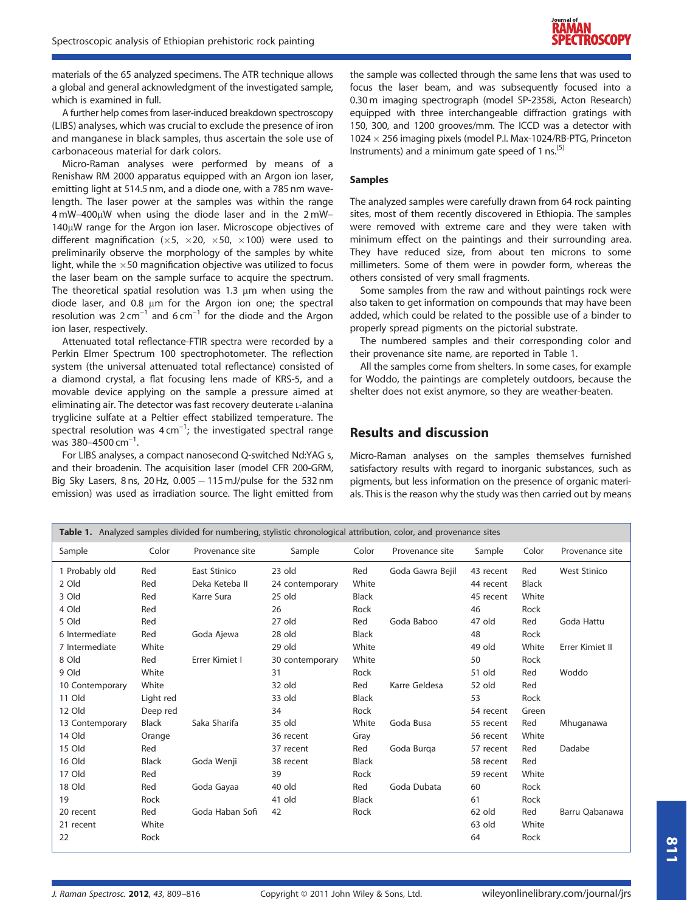materials of the 65 analyzed specimens. The ATR technique allows a global and general acknowledgment of the investigated sample, which is examined in full.

A further help comes from laser-induced breakdown spectroscopy (LIBS) analyses, which was crucial to exclude the presence of iron and manganese in black samples, thus ascertain the sole use of carbonaceous material for dark colors.

Micro-Raman analyses were performed by means of a Renishaw RM 2000 apparatus equipped with an Argon ion laser, emitting light at 514.5 nm, and a diode one, with a 785 nm wavelength. The laser power at the samples was within the range 4 mW–400μW when using the diode laser and in the 2 mW–140μW range for the Argon ion laser. Microscope objectives of different magnification (×5, ×20, ×50, ×100) were used to preliminarily observe the morphology of the samples by white light, while the ×50 magnification objective was utilized to focus the laser beam on the sample surface to acquire the spectrum. The theoretical spatial resolution was 1.3 μm when using the diode laser, and 0.8 μm for the Argon ion one; the spectral resolution was 2 cm$^{-1}$ and 6 cm$^{-1}$ for the diode and the Argon ion laser, respectively.

Attenuated total reflectance-FTIR spectra were recorded by a Perkin Elmer Spectrum 100 spectrophotometer. The reflection system (the universal attenuated total reflectance) consisted of a diamond crystal, a flat focusing lens made of KRS-5, and a movable device applying on the sample a pressure aimed at eliminating air. The detector was fast recovery deuterate L-alanina tryglicine sulfate at a Peltier effect stabilized temperature. The spectral resolution was 4 cm$^{-1}$; the investigated spectral range was 380–4500 cm$^{-1}$.

For LIBS analyses, a compact nanosecond Q-switched Nd:YAG s, and their broadenin. The acquisition laser (model CFR 200-GRM, Big Sky Lasers, 8 ns, 20 Hz, 0.005 − 115 mJ/pulse for the 532 nm emission) was used as irradiation source. The light emitted from the sample was collected through the same lens that was used to focus the laser beam, and was subsequently focused into a 0.30 m imaging spectrograph (model SP-2358i, Acton Research) equipped with three interchangeable diffraction gratings with 150, 300, and 1200 grooves/mm. The ICCD was a detector with 1024 × 256 imaging pixels (model P.I. Max-1024/RB-PTG, Princeton Instruments) and a minimum gate speed of 1 ns.[5]

### Samples

The analyzed samples were carefully drawn from 64 rock painting sites, most of them recently discovered in Ethiopia. The samples were removed with extreme care and they were taken with minimum effect on the paintings and their surrounding area. They have reduced size, from about ten microns to some millimeters. Some of them were in powder form, whereas the others consisted of very small fragments.

Some samples from the raw and without paintings rock were also taken to get information on compounds that may have been added, which could be related to the possible use of a binder to properly spread pigments on the pictorial substrate.

The numbered samples and their corresponding color and their provenance site name, are reported in Table 1.

All the samples come from shelters. In some cases, for example for Woddo, the paintings are completely outdoors, because the shelter does not exist anymore, so they are weather-beaten.

## Results and discussion

Micro-Raman analyses on the samples themselves furnished satisfactory results with regard to inorganic substances, such as pigments, but less information on the presence of organic materials. This is the reason why the study was then carried out by means

**Table 1.** Analyzed samples divided for numbering, stylistic chronological attribution, color, and provenance sites

| Sample | Color | Provenance site | Sample | Color | Provenance site | Sample | Color | Provenance site |
|---|---|---|---|---|---|---|---|---|
| 1 Probably old | Red | East Stinico | 23 old | Red | Goda Gawra Bejil | 43 recent | Red | West Stinico |
| 2 Old | Red | Deka Keteba II | 24 contemporary | White | | 44 recent | Black | |
| 3 Old | Red | Karre Sura | 25 old | Black | | 45 recent | White | |
| 4 Old | Red | | 26 | Rock | | 46 | Rock | |
| 5 Old | Red | | 27 old | Red | Goda Baboo | 47 old | Red | Goda Hattu |
| 6 Intermediate | Red | Goda Ajewa | 28 old | Black | | 48 | Rock | |
| 7 Intermediate | White | | 29 old | White | | 49 old | White | Errer Kimiet II |
| 8 Old | Red | Errer Kimiet I | 30 contemporary | White | | 50 | Rock | |
| 9 Old | White | | 31 | Rock | | 51 old | Red | Woddo |
| 10 Contemporary | White | | 32 old | Red | Karre Geldesa | 52 old | Red | |
| 11 Old | Light red | | 33 old | Black | | 53 | Rock | |
| 12 Old | Deep red | | 34 | Rock | | 54 recent | Green | |
| 13 Contemporary | Black | Saka Sharifa | 35 old | White | Goda Busa | 55 recent | Red | Mhuganawa |
| 14 Old | Orange | | 36 recent | Gray | | 56 recent | White | |
| 15 Old | Red | | 37 recent | Red | Goda Burqa | 57 recent | Red | Dadabe |
| 16 Old | Black | Goda Wenji | 38 recent | Black | | 58 recent | Red | |
| 17 Old | Red | | 39 | Rock | | 59 recent | White | |
| 18 Old | Red | Goda Gayaa | 40 old | Red | Goda Dubata | 60 | Rock | |
| 19 | Rock | | 41 old | Black | | 61 | Rock | |
| 20 recent | Red | Goda Haban Sofi | 42 | Rock | | 62 old | Red | Barru Qabanawa |
| 21 recent | White | | | | | 63 old | White | |
| 22 | Rock | | | | | 64 | Rock | |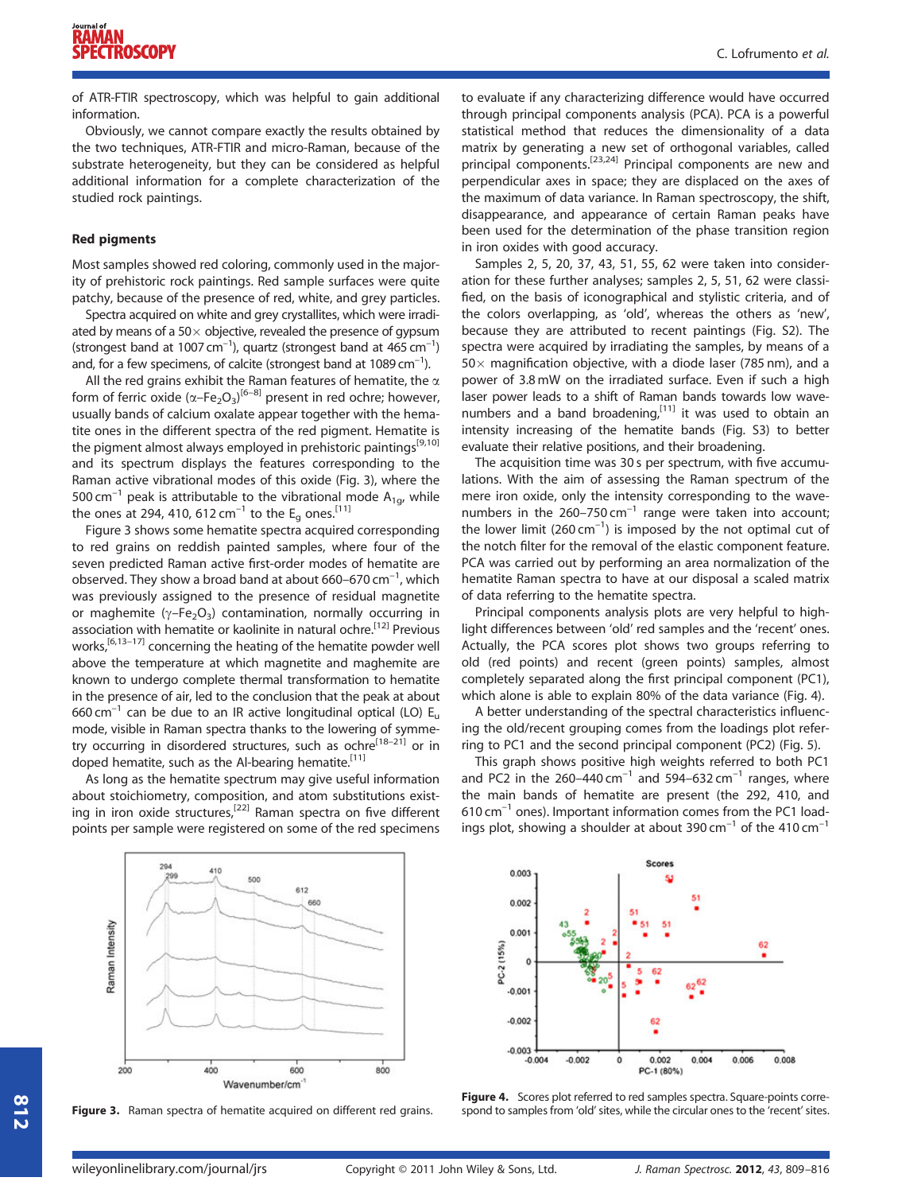of ATR-FTIR spectroscopy, which was helpful to gain additional information.

Obviously, we cannot compare exactly the results obtained by the two techniques, ATR-FTIR and micro-Raman, because of the substrate heterogeneity, but they can be considered as helpful additional information for a complete characterization of the studied rock paintings.

### Red pigments

Most samples showed red coloring, commonly used in the majority of prehistoric rock paintings. Red sample surfaces were quite patchy, because of the presence of red, white, and grey particles.

Spectra acquired on white and grey crystallites, which were irradiated by means of a 50× objective, revealed the presence of gypsum (strongest band at 1007 $cm^{-1}$), quartz (strongest band at 465 $cm^{-1}$) and, for a few specimens, of calcite (strongest band at 1089 $cm^{-1}$).

All the red grains exhibit the Raman features of hematite, the α form of ferric oxide ($\alpha$–$Fe_2O_3$)[6–8] present in red ochre; however, usually bands of calcium oxalate appear together with the hematite ones in the different spectra of the red pigment. Hematite is the pigment almost always employed in prehistoric paintings[9,10] and its spectrum displays the features corresponding to the Raman active vibrational modes of this oxide (Fig. 3), where the 500 $cm^{-1}$ peak is attributable to the vibrational mode $A_{1g}$, while the ones at 294, 410, 612 $cm^{-1}$ to the $E_g$ ones.[11]

Figure 3 shows some hematite spectra acquired corresponding to red grains on reddish painted samples, where four of the seven predicted Raman active first-order modes of hematite are observed. They show a broad band at about 660–670 $cm^{-1}$, which was previously assigned to the presence of residual magnetite or maghemite ($\gamma$–$Fe_2O_3$) contamination, normally occurring in association with hematite or kaolinite in natural ochre.[12] Previous works,[6,13–17] concerning the heating of the hematite powder well above the temperature at which magnetite and maghemite are known to undergo complete thermal transformation to hematite in the presence of air, led to the conclusion that the peak at about 660 $cm^{-1}$ can be due to an IR active longitudinal optical (LO) $E_u$ mode, visible in Raman spectra thanks to the lowering of symmetry occurring in disordered structures, such as ochre[18–21] or in doped hematite, such as the Al-bearing hematite.[11]

As long as the hematite spectrum may give useful information about stoichiometry, composition, and atom substitutions existing in iron oxide structures,[22] Raman spectra on five different points per sample were registered on some of the red specimens to evaluate if any characterizing difference would have occurred through principal components analysis (PCA). PCA is a powerful statistical method that reduces the dimensionality of a data matrix by generating a new set of orthogonal variables, called principal components.[23,24] Principal components are new and perpendicular axes in space; they are displaced on the axes of the maximum of data variance. In Raman spectroscopy, the shift, disappearance, and appearance of certain Raman peaks have been used for the determination of the phase transition region in iron oxides with good accuracy.

Samples 2, 5, 20, 37, 43, 51, 55, 62 were taken into consideration for these further analyses; samples 2, 5, 51, 62 were classified, on the basis of iconographical and stylistic criteria, and of the colors overlapping, as 'old', whereas the others as 'new', because they are attributed to recent paintings (Fig. S2). The spectra were acquired by irradiating the samples, by means of a 50× magnification objective, with a diode laser (785 nm), and a power of 3.8 mW on the irradiated surface. Even if such a high laser power leads to a shift of Raman bands towards low wavenumbers and a band broadening,[11] it was used to obtain an intensity increasing of the hematite bands (Fig. S3) to better evaluate their relative positions, and their broadening.

The acquisition time was 30 s per spectrum, with five accumulations. With the aim of assessing the Raman spectrum of the mere iron oxide, only the intensity corresponding to the wavenumbers in the 260–750 $cm^{-1}$ range were taken into account; the lower limit (260 $cm^{-1}$) is imposed by the not optimal cut of the notch filter for the removal of the elastic component feature. PCA was carried out by performing an area normalization of the hematite Raman spectra to have at our disposal a scaled matrix of data referring to the hematite spectra.

Principal components analysis plots are very helpful to highlight differences between 'old' red samples and the 'recent' ones. Actually, the PCA scores plot shows two groups referring to old (red points) and recent (green points) samples, almost completely separated along the first principal component (PC1), which alone is able to explain 80% of the data variance (Fig. 4).

A better understanding of the spectral characteristics influencing the old/recent grouping comes from the loadings plot referring to PC1 and the second principal component (PC2) (Fig. 5).

This graph shows positive high weights referred to both PC1 and PC2 in the 260–440 $cm^{-1}$ and 594–632 $cm^{-1}$ ranges, where the main bands of hematite are present (the 292, 410, and 610 $cm^{-1}$ ones). Important information comes from the PC1 loadings plot, showing a shoulder at about 390 $cm^{-1}$ of the 410 $cm^{-1}$

**Figure 3.** Raman spectra of hematite acquired on different red grains.

**Figure 4.** Scores plot referred to red samples spectra. Square-points correspond to samples from 'old' sites, while the circular ones to the 'recent' sites.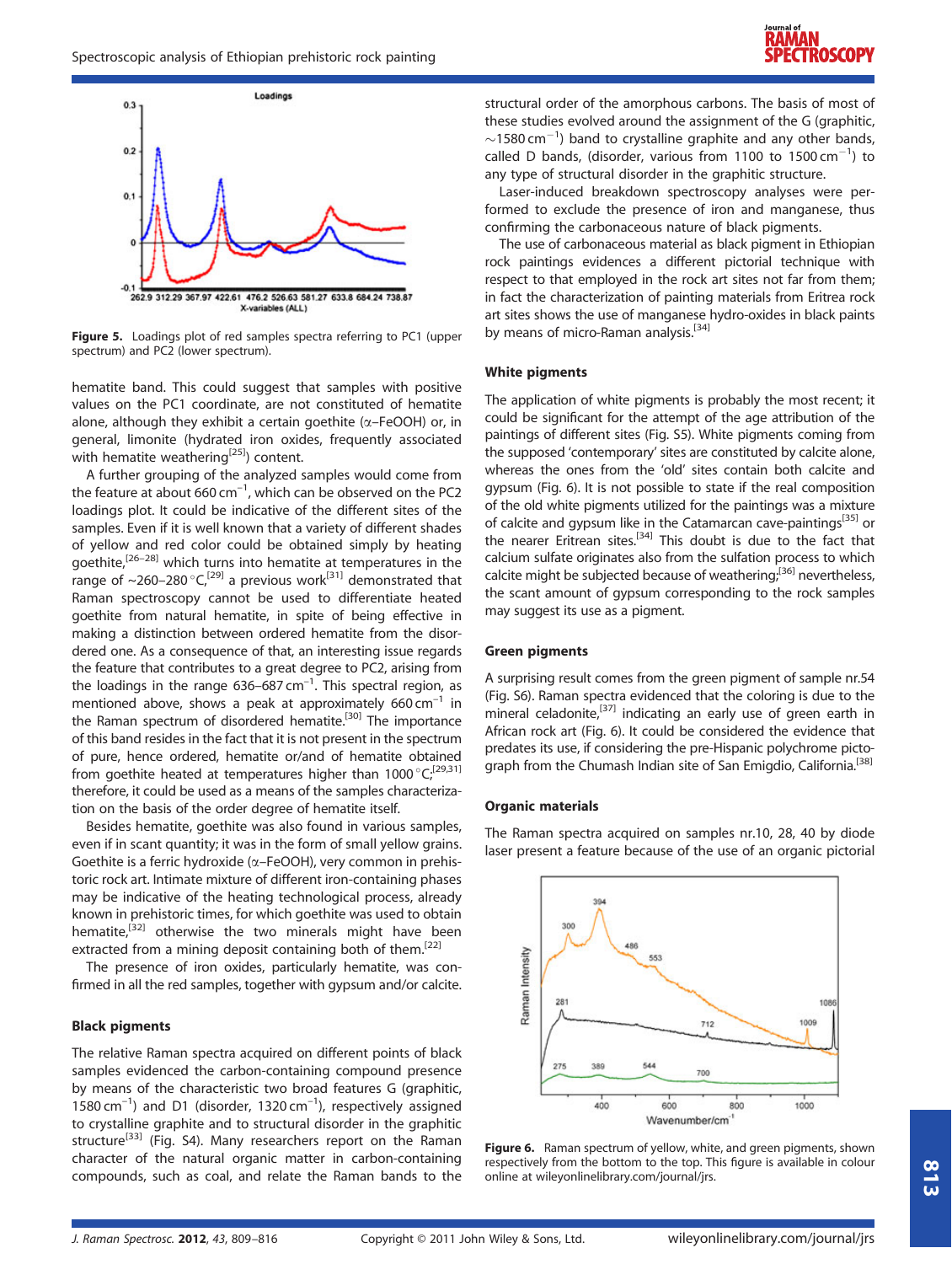Figure 5. Loadings plot of red samples spectra referring to PC1 (upper spectrum) and PC2 (lower spectrum).

hematite band. This could suggest that samples with positive values on the PC1 coordinate, are not constituted of hematite alone, although they exhibit a certain goethite (α–FeOOH) or, in general, limonite (hydrated iron oxides, frequently associated with hematite weathering[25]) content.

A further grouping of the analyzed samples would come from the feature at about 660 cm$^{-1}$, which can be observed on the PC2 loadings plot. It could be indicative of the different sites of the samples. Even if it is well known that a variety of different shades of yellow and red color could be obtained simply by heating goethite,[26–28] which turns into hematite at temperatures in the range of ~260–280 °C,[29] a previous work[31] demonstrated that Raman spectroscopy cannot be used to differentiate heated goethite from natural hematite, in spite of being effective in making a distinction between ordered hematite from the disordered one. As a consequence of that, an interesting issue regards the feature that contributes to a great degree to PC2, arising from the loadings in the range 636–687 cm$^{-1}$. This spectral region, as mentioned above, shows a peak at approximately 660 cm$^{-1}$ in the Raman spectrum of disordered hematite.[30] The importance of this band resides in the fact that it is not present in the spectrum of pure, hence ordered, hematite or/and of hematite obtained from goethite heated at temperatures higher than 1000 °C;[29,31] therefore, it could be used as a means of the samples characterization on the basis of the order degree of hematite itself.

Besides hematite, goethite was also found in various samples, even if in scant quantity; it was in the form of small yellow grains. Goethite is a ferric hydroxide (α–FeOOH), very common in prehistoric rock art. Intimate mixture of different iron-containing phases may be indicative of the heating technological process, already known in prehistoric times, for which goethite was used to obtain hematite,[32] otherwise the two minerals might have been extracted from a mining deposit containing both of them.[22]

The presence of iron oxides, particularly hematite, was confirmed in all the red samples, together with gypsum and/or calcite.

### Black pigments

The relative Raman spectra acquired on different points of black samples evidenced the carbon-containing compound presence by means of the characteristic two broad features G (graphitic, 1580 cm$^{-1}$) and D1 (disorder, 1320 cm$^{-1}$), respectively assigned to crystalline graphite and to structural disorder in the graphitic structure[33] (Fig. S4). Many researchers report on the Raman character of the natural organic matter in carbon-containing compounds, such as coal, and relate the Raman bands to the structural order of the amorphous carbons. The basis of most of these studies evolved around the assignment of the G (graphitic, ~1580 cm$^{-1}$) band to crystalline graphite and any other bands, called D bands, (disorder, various from 1100 to 1500 cm$^{-1}$) to any type of structural disorder in the graphitic structure.

Laser-induced breakdown spectroscopy analyses were performed to exclude the presence of iron and manganese, thus confirming the carbonaceous nature of black pigments.

The use of carbonaceous material as black pigment in Ethiopian rock paintings evidences a different pictorial technique with respect to that employed in the rock art sites not far from them; in fact the characterization of painting materials from Eritrea rock art sites shows the use of manganese hydro-oxides in black paints by means of micro-Raman analysis.[34]

### White pigments

The application of white pigments is probably the most recent; it could be significant for the attempt of the age attribution of the paintings of different sites (Fig. S5). White pigments coming from the supposed 'contemporary' sites are constituted by calcite alone, whereas the ones from the 'old' sites contain both calcite and gypsum (Fig. 6). It is not possible to state if the real composition of the old white pigments utilized for the paintings was a mixture of calcite and gypsum like in the Catamarcan cave-paintings[35] or the nearer Eritrean sites.[34] This doubt is due to the fact that calcium sulfate originates also from the sulfation process to which calcite might be subjected because of weathering;[36] nevertheless, the scant amount of gypsum corresponding to the rock samples may suggest its use as a pigment.

### Green pigments

A surprising result comes from the green pigment of sample nr.54 (Fig. S6). Raman spectra evidenced that the coloring is due to the mineral celadonite,[37] indicating an early use of green earth in African rock art (Fig. 6). It could be considered the evidence that predates its use, if considering the pre-Hispanic polychrome pictograph from the Chumash Indian site of San Emigdio, California.[38]

### Organic materials

The Raman spectra acquired on samples nr.10, 28, 40 by diode laser present a feature because of the use of an organic pictorial

Figure 6. Raman spectrum of yellow, white, and green pigments, shown respectively from the bottom to the top. This figure is available in colour online at wileyonlinelibrary.com/journal/jrs.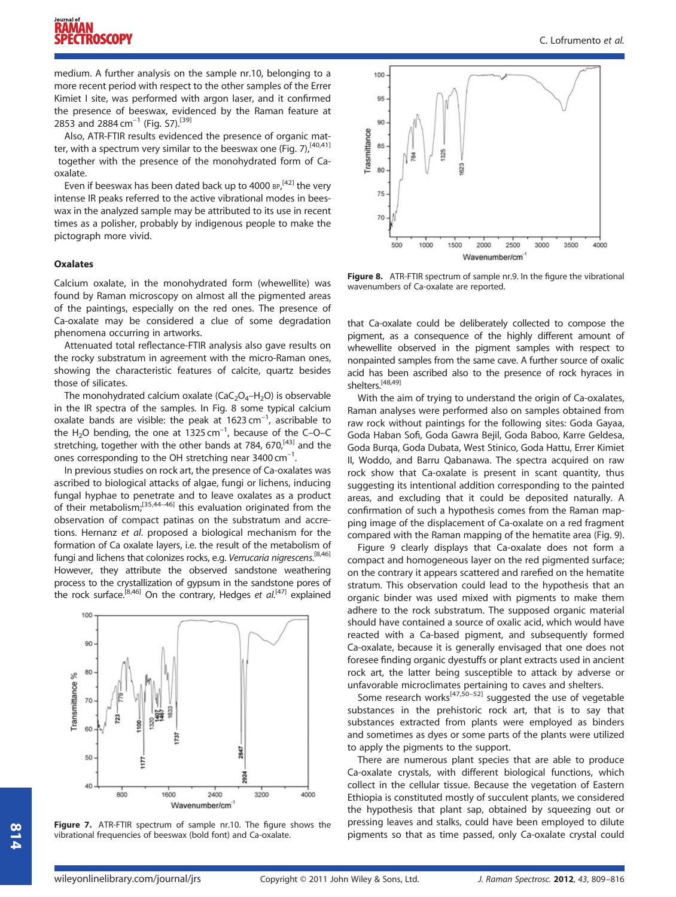medium. A further analysis on the sample nr.10, belonging to a more recent period with respect to the other samples of the Errer Kimiet I site, was performed with argon laser, and it confirmed the presence of beeswax, evidenced by the Raman feature at 2853 and 2884 $cm^{-1}$ (Fig. S7).[39]

Also, ATR-FTIR results evidenced the presence of organic matter, with a spectrum very similar to the beeswax one (Fig. 7),[40,41] together with the presence of the monohydrated form of Ca-oxalate.

Even if beeswax has been dated back up to 4000 BP,[42] the very intense IR peaks referred to the active vibrational modes in beeswax in the analyzed sample may be attributed to its use in recent times as a polisher, probably by indigenous people to make the pictograph more vivid.

### Oxalates

Calcium oxalate, in the monohydrated form (whewellite) was found by Raman microscopy on almost all the pigmented areas of the paintings, especially on the red ones. The presence of Ca-oxalate may be considered a clue of some degradation phenomena occurring in artworks.

Attenuated total reflectance-FTIR analysis also gave results on the rocky substratum in agreement with the micro-Raman ones, showing the characteristic features of calcite, quartz besides those of silicates.

The monohydrated calcium oxalate ($CaC_2O_4$–$H_2O$) is observable in the IR spectra of the samples. In Fig. 8 some typical calcium oxalate bands are visible: the peak at 1623 $cm^{-1}$, ascribable to the $H_2O$ bending, the one at 1325 $cm^{-1}$, because of the C–O–C stretching, together with the other bands at 784, 670,[43] and the ones corresponding to the OH stretching near 3400 $cm^{-1}$.

In previous studies on rock art, the presence of Ca-oxalates was ascribed to biological attacks of algae, fungi or lichens, inducing fungal hyphae to penetrate and to leave oxalates as a product of their metabolism;[35,44–46] this evaluation originated from the observation of compact patinas on the substratum and accretions. Hernanz *et al*. proposed a biological mechanism for the formation of Ca oxalate layers, i.e. the result of the metabolism of fungi and lichens that colonizes rocks, e.g. *Verrucaria nigrescens*.[8,46] However, they attribute the observed sandstone weathering process to the crystallization of gypsum in the sandstone pores of the rock surface.[8,46] On the contrary, Hedges *et al*.[47] explained that Ca-oxalate could be deliberately collected to compose the pigment, as a consequence of the highly different amount of whewellite observed in the pigment samples with respect to nonpainted samples from the same cave. A further source of oxalic acid has been ascribed also to the presence of rock hyraces in shelters.[48,49]

Figure 7. ATR-FTIR spectrum of sample nr.10. The figure shows the vibrational frequencies of beeswax (bold font) and Ca-oxalate.

Figure 8. ATR-FTIR spectrum of sample nr.9. In the figure the vibrational wavenumbers of Ca-oxalate are reported.

With the aim of trying to understand the origin of Ca-oxalates, Raman analyses were performed also on samples obtained from raw rock without paintings for the following sites: Goda Gayaa, Goda Haban Sofi, Goda Gawra Bejil, Goda Baboo, Karre Geldesa, Goda Burqa, Goda Dubata, West Stinico, Goda Hattu, Errer Kimiet II, Woddo, and Barru Qabanawa. The spectra acquired on raw rock show that Ca-oxalate is present in scant quantity, thus suggesting its intentional addition corresponding to the painted areas, and excluding that it could be deposited naturally. A confirmation of such a hypothesis comes from the Raman mapping image of the displacement of Ca-oxalate on a red fragment compared with the Raman mapping of the hematite area (Fig. 9).

Figure 9 clearly displays that Ca-oxalate does not form a compact and homogeneous layer on the red pigmented surface; on the contrary it appears scattered and rarefied on the hematite stratum. This observation could lead to the hypothesis that an organic binder was used mixed with pigments to make them adhere to the rock substratum. The supposed organic material should have contained a source of oxalic acid, which would have reacted with a Ca-based pigment, and subsequently formed Ca-oxalate, because it is generally envisaged that one does not foresee finding organic dyestuffs or plant extracts used in ancient rock art, the latter being susceptible to attack by adverse or unfavorable microclimates pertaining to caves and shelters.

Some research works[47,50–52] suggested the use of vegetable substances in the prehistoric rock art, that is to say that substances extracted from plants were employed as binders and sometimes as dyes or some parts of the plants were utilized to apply the pigments to the support.

There are numerous plant species that are able to produce Ca-oxalate crystals, with different biological functions, which collect in the cellular tissue. Because the vegetation of Eastern Ethiopia is constituted mostly of succulent plants, we considered the hypothesis that plant sap, obtained by squeezing out or pressing leaves and stalks, could have been employed to dilute pigments so that as time passed, only Ca-oxalate crystal could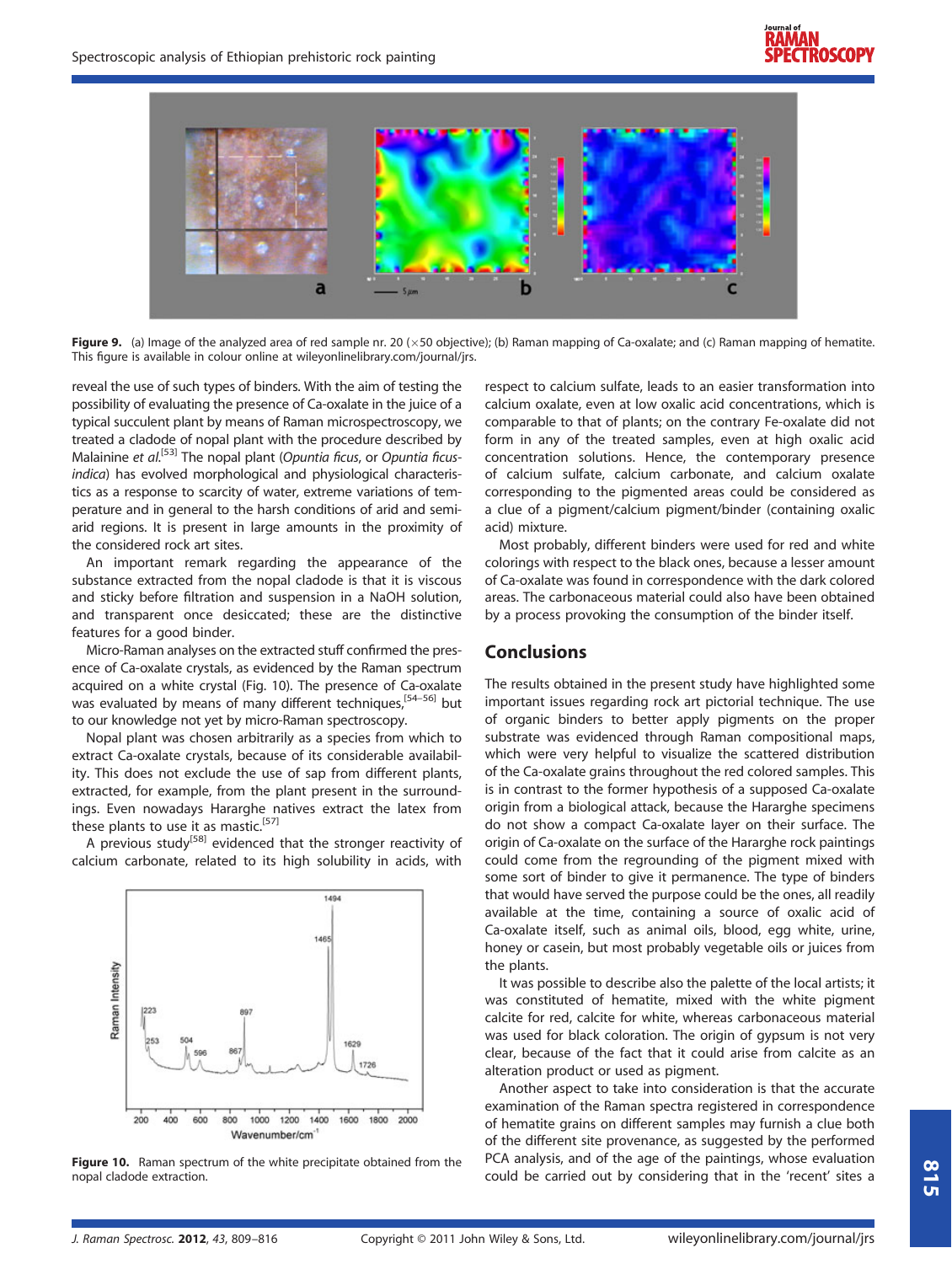a

5 μm

b

c

**Figure 9.** (a) Image of the analyzed area of red sample nr. 20 (×50 objective); (b) Raman mapping of Ca-oxalate; and (c) Raman mapping of hematite. This figure is available in colour online at wileyonlinelibrary.com/journal/jrs.

reveal the use of such types of binders. With the aim of testing the possibility of evaluating the presence of Ca-oxalate in the juice of a typical succulent plant by means of Raman microspectroscopy, we treated a cladode of nopal plant with the procedure described by Malainine *et al.*[53] The nopal plant (*Opuntia ficus*, or *Opuntia ficus-indica*) has evolved morphological and physiological characteristics as a response to scarcity of water, extreme variations of temperature and in general to the harsh conditions of arid and semi-arid regions. It is present in large amounts in the proximity of the considered rock art sites.

An important remark regarding the appearance of the substance extracted from the nopal cladode is that it is viscous and sticky before filtration and suspension in a NaOH solution, and transparent once desiccated; these are the distinctive features for a good binder.

Micro-Raman analyses on the extracted stuff confirmed the presence of Ca-oxalate crystals, as evidenced by the Raman spectrum acquired on a white crystal (Fig. 10). The presence of Ca-oxalate was evaluated by means of many different techniques,[54–56] but to our knowledge not yet by micro-Raman spectroscopy.

Nopal plant was chosen arbitrarily as a species from which to extract Ca-oxalate crystals, because of its considerable availability. This does not exclude the use of sap from different plants, extracted, for example, from the plant present in the surroundings. Even nowadays Hararghe natives extract the latex from these plants to use it as mastic.[57]

A previous study[58] evidenced that the stronger reactivity of calcium carbonate, related to its high solubility in acids, with respect to calcium sulfate, leads to an easier transformation into calcium oxalate, even at low oxalic acid concentrations, which is comparable to that of plants; on the contrary Fe-oxalate did not form in any of the treated samples, even at high oxalic acid concentration solutions. Hence, the contemporary presence of calcium sulfate, calcium carbonate, and calcium oxalate corresponding to the pigmented areas could be considered as a clue of a pigment/calcium pigment/binder (containing oxalic acid) mixture.

Most probably, different binders were used for red and white colorings with respect to the black ones, because a lesser amount of Ca-oxalate was found in correspondence with the dark colored areas. The carbonaceous material could also have been obtained by a process provoking the consumption of the binder itself.

Raman Intensity

Wavenumber/cm$^{-1}$

1494, 1465, 223, 253, 504, 596, 867, 897, 1629, 1726

200 400 600 800 1000 1200 1400 1600 1800 2000

**Figure 10.** Raman spectrum of the white precipitate obtained from the nopal cladode extraction.

## Conclusions

The results obtained in the present study have highlighted some important issues regarding rock art pictorial technique. The use of organic binders to better apply pigments on the proper substrate was evidenced through Raman compositional maps, which were very helpful to visualize the scattered distribution of the Ca-oxalate grains throughout the red colored samples. This is in contrast to the former hypothesis of a supposed Ca-oxalate origin from a biological attack, because the Hararghe specimens do not show a compact Ca-oxalate layer on their surface. The origin of Ca-oxalate on the surface of the Hararghe rock paintings could come from the regrounding of the pigment mixed with some sort of binder to give it permanence. The type of binders that would have served the purpose could be the ones, all readily available at the time, containing a source of oxalic acid of Ca-oxalate itself, such as animal oils, blood, egg white, urine, honey or casein, but most probably vegetable oils or juices from the plants.

It was possible to describe also the palette of the local artists; it was constituted of hematite, mixed with the white pigment calcite for red, calcite for white, whereas carbonaceous material was used for black coloration. The origin of gypsum is not very clear, because of the fact that it could arise from calcite as an alteration product or used as pigment.

Another aspect to take into consideration is that the accurate examination of the Raman spectra registered in correspondence of hematite grains on different samples may furnish a clue both of the different site provenance, as suggested by the performed PCA analysis, and of the age of the paintings, whose evaluation could be carried out by considering that in the 'recent' sites a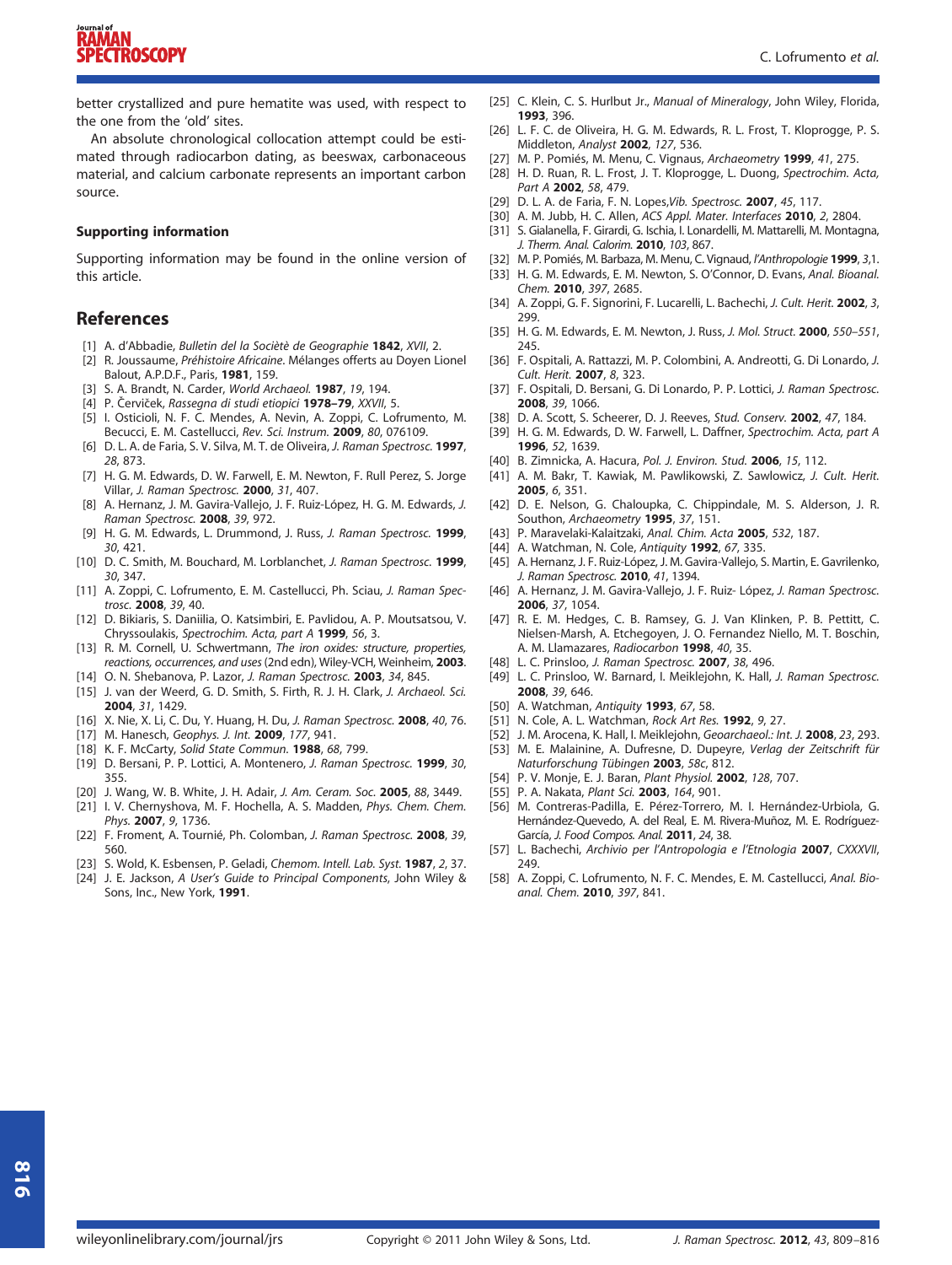better crystallized and pure hematite was used, with respect to the one from the 'old' sites.

An absolute chronological collocation attempt could be estimated through radiocarbon dating, as beeswax, carbonaceous material, and calcium carbonate represents an important carbon source.

### Supporting information

Supporting information may be found in the online version of this article.

## References

[1] A. d'Abbadie, *Bulletin del la Socièté de Geographie* **1842**, *XVII*, 2.
[2] R. Joussaume, *Préhistoire Africaine*. Mélanges offerts au Doyen Lionel Balout, A.P.D.F., Paris, **1981**, 159.
[3] S. A. Brandt, N. Carder, *World Archaeol.* **1987**, *19*, 194.
[4] P. Červiček, *Rassegna di studi etiopici* **1978–79**, *XXVII*, 5.
[5] I. Osticioli, N. F. C. Mendes, A. Nevin, A. Zoppi, C. Lofrumento, M. Becucci, E. M. Castellucci, *Rev. Sci. Instrum.* **2009**, *80*, 076109.
[6] D. L. A. de Faria, S. V. Silva, M. T. de Oliveira, *J. Raman Spectrosc.* **1997**, *28*, 873.
[7] H. G. M. Edwards, D. W. Farwell, E. M. Newton, F. Rull Perez, S. Jorge Villar, *J. Raman Spectrosc.* **2000**, *31*, 407.
[8] A. Hernanz, J. M. Gavira-Vallejo, J. F. Ruiz-López, H. G. M. Edwards, *J. Raman Spectrosc.* **2008**, *39*, 972.
[9] H. G. M. Edwards, L. Drummond, J. Russ, *J. Raman Spectrosc.* **1999**, *30*, 421.
[10] D. C. Smith, M. Bouchard, M. Lorblanchet, *J. Raman Spectrosc.* **1999**, *30*, 347.
[11] A. Zoppi, C. Lofrumento, E. M. Castellucci, Ph. Sciau, *J. Raman Spectrosc.* **2008**, *39*, 40.
[12] D. Bikiaris, S. Daniilia, O. Katsimbiri, E. Pavlidou, A. P. Moutsatsou, V. Chryssoulakis, *Spectrochim. Acta, part A* **1999**, *56*, 3.
[13] R. M. Cornell, U. Schwertmann, *The iron oxides: structure, properties, reactions, occurrences, and uses* (2nd edn), Wiley-VCH, Weinheim, **2003**.
[14] O. N. Shebanova, P. Lazor, *J. Raman Spectrosc.* **2003**, *34*, 845.
[15] J. van der Weerd, G. D. Smith, S. Firth, R. J. H. Clark, *J. Archaeol. Sci.* **2004**, *31*, 1429.
[16] X. Nie, X. Li, C. Du, Y. Huang, H. Du, *J. Raman Spectrosc.* **2008**, *40*, 76.
[17] M. Hanesch, *Geophys. J. Int.* **2009**, *177*, 941.
[18] K. F. McCarty, *Solid State Commun.* **1988**, *68*, 799.
[19] D. Bersani, P. P. Lottici, A. Montenero, *J. Raman Spectrosc.* **1999**, *30*, 355.
[20] J. Wang, W. B. White, J. H. Adair, *J. Am. Ceram. Soc.* **2005**, *88*, 3449.
[21] I. V. Chernyshova, M. F. Hochella, A. S. Madden, *Phys. Chem. Chem. Phys.* **2007**, *9*, 1736.
[22] F. Froment, A. Tournié, Ph. Colomban, *J. Raman Spectrosc.* **2008**, *39*, 560.
[23] S. Wold, K. Esbensen, P. Geladi, *Chemom. Intell. Lab. Syst.* **1987**, *2*, 37.
[24] J. E. Jackson, *A User's Guide to Principal Components*, John Wiley & Sons, Inc., New York, **1991**.
[25] C. Klein, C. S. Hurlbut Jr., *Manual of Mineralogy*, John Wiley, Florida, **1993**, 396.
[26] L. F. C. de Oliveira, H. G. M. Edwards, R. L. Frost, T. Kloprogge, P. S. Middleton, *Analyst* **2002**, *127*, 536.
[27] M. P. Pomiés, M. Menu, C. Vignaus, *Archaeometry* **1999**, *41*, 275.
[28] H. D. Ruan, R. L. Frost, J. T. Kloprogge, L. Duong, *Spectrochim. Acta, Part A* **2002**, *58*, 479.
[29] D. L. A. de Faria, F. N. Lopes,*Vib. Spectrosc.* **2007**, *45*, 117.
[30] A. M. Jubb, H. C. Allen, *ACS Appl. Mater. Interfaces* **2010**, *2*, 2804.
[31] S. Gialanella, F. Girardi, G. Ischia, I. Lonardelli, M. Mattarelli, M. Montagna, *J. Therm. Anal. Calorim.* **2010**, *103*, 867.
[32] M. P. Pomiés, M. Barbaza, M. Menu, C. Vignaud, *l'Anthropologie* **1999**, *3*,1.
[33] H. G. M. Edwards, E. M. Newton, S. O'Connor, D. Evans, *Anal. Bioanal. Chem.* **2010**, *397*, 2685.
[34] A. Zoppi, G. F. Signorini, F. Lucarelli, L. Bachechi, *J. Cult. Herit.* **2002**, *3*, 299.
[35] H. G. M. Edwards, E. M. Newton, J. Russ, *J. Mol. Struct.* **2000**, *550–551*, 245.
[36] F. Ospitali, A. Rattazzi, M. P. Colombini, A. Andreotti, G. Di Lonardo, *J. Cult. Herit.* **2007**, *8*, 323.
[37] F. Ospitali, D. Bersani, G. Di Lonardo, P. P. Lottici, *J. Raman Spectrosc.* **2008**, *39*, 1066.
[38] D. A. Scott, S. Scheerer, D. J. Reeves, *Stud. Conserv.* **2002**, *47*, 184.
[39] H. G. M. Edwards, D. W. Farwell, L. Daffner, *Spectrochim. Acta, part A* **1996**, *52*, 1639.
[40] B. Zimnicka, A. Hacura, *Pol. J. Environ. Stud.* **2006**, *15*, 112.
[41] A. M. Bakr, T. Kawiak, M. Pawlikowski, Z. Sawlowicz, *J. Cult. Herit.* **2005**, *6*, 351.
[42] D. E. Nelson, G. Chaloupka, C. Chippindale, M. S. Alderson, J. R. Southon, *Archaeometry* **1995**, *37*, 151.
[43] P. Maravelaki-Kalaitzaki, *Anal. Chim. Acta* **2005**, *532*, 187.
[44] A. Watchman, N. Cole, *Antiquity* **1992**, *67*, 335.
[45] A. Hernanz, J. F. Ruiz-López, J. M. Gavira-Vallejo, S. Martin, E. Gavrilenko, *J. Raman Spectrosc.* **2010**, *41*, 1394.
[46] A. Hernanz, J. M. Gavira-Vallejo, J. F. Ruiz- López, *J. Raman Spectrosc.* **2006**, *37*, 1054.
[47] R. E. M. Hedges, C. B. Ramsey, G. J. Van Klinken, P. B. Pettitt, C. Nielsen-Marsh, A. Etchegoyen, J. O. Fernandez Niello, M. T. Boschin, A. M. Llamazares, *Radiocarbon* **1998**, *40*, 35.
[48] L. C. Prinsloo, *J. Raman Spectrosc.* **2007**, *38*, 496.
[49] L. C. Prinsloo, W. Barnard, I. Meiklejohn, K. Hall, *J. Raman Spectrosc.* **2008**, *39*, 646.
[50] A. Watchman, *Antiquity* **1993**, *67*, 58.
[51] N. Cole, A. L. Watchman, *Rock Art Res.* **1992**, *9*, 27.
[52] J. M. Arocena, K. Hall, I. Meiklejohn, *Geoarchaeol.: Int. J.* **2008**, *23*, 293.
[53] M. E. Malainine, A. Dufresne, D. Dupeyre, *Verlag der Zeitschrift für Naturforschung Tübingen* **2003**, *58c*, 812.
[54] P. V. Monje, E. J. Baran, *Plant Physiol.* **2002**, *128*, 707.
[55] P. A. Nakata, *Plant Sci.* **2003**, *164*, 901.
[56] M. Contreras-Padilla, E. Pérez-Torrero, M. I. Hernández-Urbiola, G. Hernández-Quevedo, A. del Real, E. M. Rivera-Muñoz, M. E. Rodríguez-García, *J. Food Compos. Anal.* **2011**, *24*, 38.
[57] L. Bachechi, *Archivio per l'Antropologia e l'Etnologia* **2007**, *CXXXVII*, 249.
[58] A. Zoppi, C. Lofrumento, N. F. C. Mendes, E. M. Castellucci, *Anal. Bioanal. Chem.* **2010**, *397*, 841.